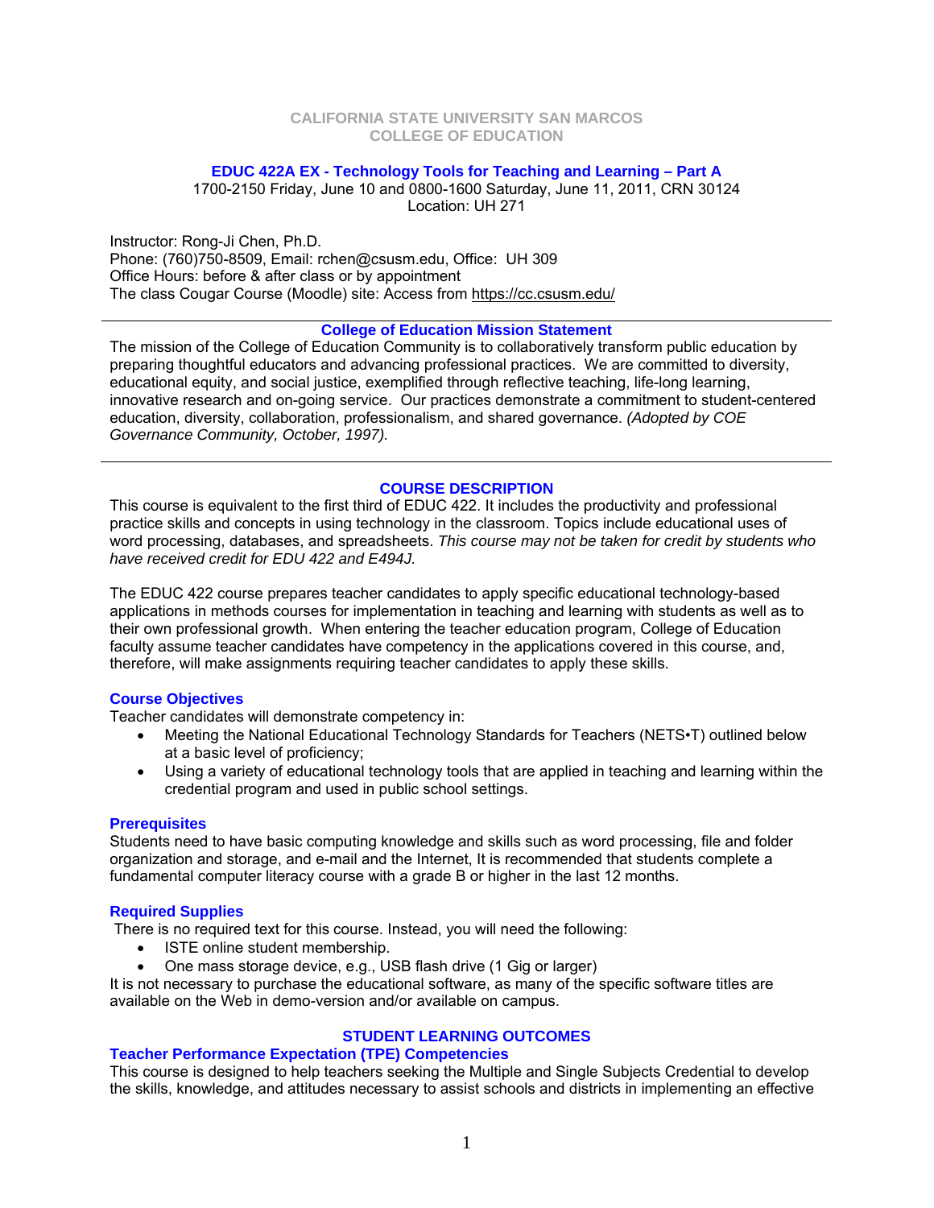CALIFORNIA STATE UNIVERSITY SAN MARCOS
COLLEGE OF EDUCATION

# EDUC 422A EX - Technology Tools for Teaching and Learning – Part A

1700-2150 Friday, June 10 and 0800-1600 Saturday, June 11, 2011, CRN 30124
Location: UH 271

Instructor: Rong-Ji Chen, Ph.D.
Phone: (760)750-8509, Email: rchen@csusm.edu, Office: UH 309
Office Hours: before & after class or by appointment
The class Cougar Course (Moodle) site: Access from https://cc.csusm.edu/

---

## College of Education Mission Statement

The mission of the College of Education Community is to collaboratively transform public education by preparing thoughtful educators and advancing professional practices. We are committed to diversity, educational equity, and social justice, exemplified through reflective teaching, life-long learning, innovative research and on-going service. Our practices demonstrate a commitment to student-centered education, diversity, collaboration, professionalism, and shared governance. *(Adopted by COE Governance Community, October, 1997).*

---

## COURSE DESCRIPTION

This course is equivalent to the first third of EDUC 422. It includes the productivity and professional practice skills and concepts in using technology in the classroom. Topics include educational uses of word processing, databases, and spreadsheets. *This course may not be taken for credit by students who have received credit for EDU 422 and E494J.*

The EDUC 422 course prepares teacher candidates to apply specific educational technology-based applications in methods courses for implementation in teaching and learning with students as well as to their own professional growth. When entering the teacher education program, College of Education faculty assume teacher candidates have competency in the applications covered in this course, and, therefore, will make assignments requiring teacher candidates to apply these skills.

### Course Objectives

Teacher candidates will demonstrate competency in:

- Meeting the National Educational Technology Standards for Teachers (NETS•T) outlined below at a basic level of proficiency;
- Using a variety of educational technology tools that are applied in teaching and learning within the credential program and used in public school settings.

### Prerequisites

Students need to have basic computing knowledge and skills such as word processing, file and folder organization and storage, and e-mail and the Internet, It is recommended that students complete a fundamental computer literacy course with a grade B or higher in the last 12 months.

### Required Supplies

There is no required text for this course. Instead, you will need the following:

- ISTE online student membership.
- One mass storage device, e.g., USB flash drive (1 Gig or larger)

It is not necessary to purchase the educational software, as many of the specific software titles are available on the Web in demo-version and/or available on campus.

## STUDENT LEARNING OUTCOMES

### Teacher Performance Expectation (TPE) Competencies

This course is designed to help teachers seeking the Multiple and Single Subjects Credential to develop the skills, knowledge, and attitudes necessary to assist schools and districts in implementing an effective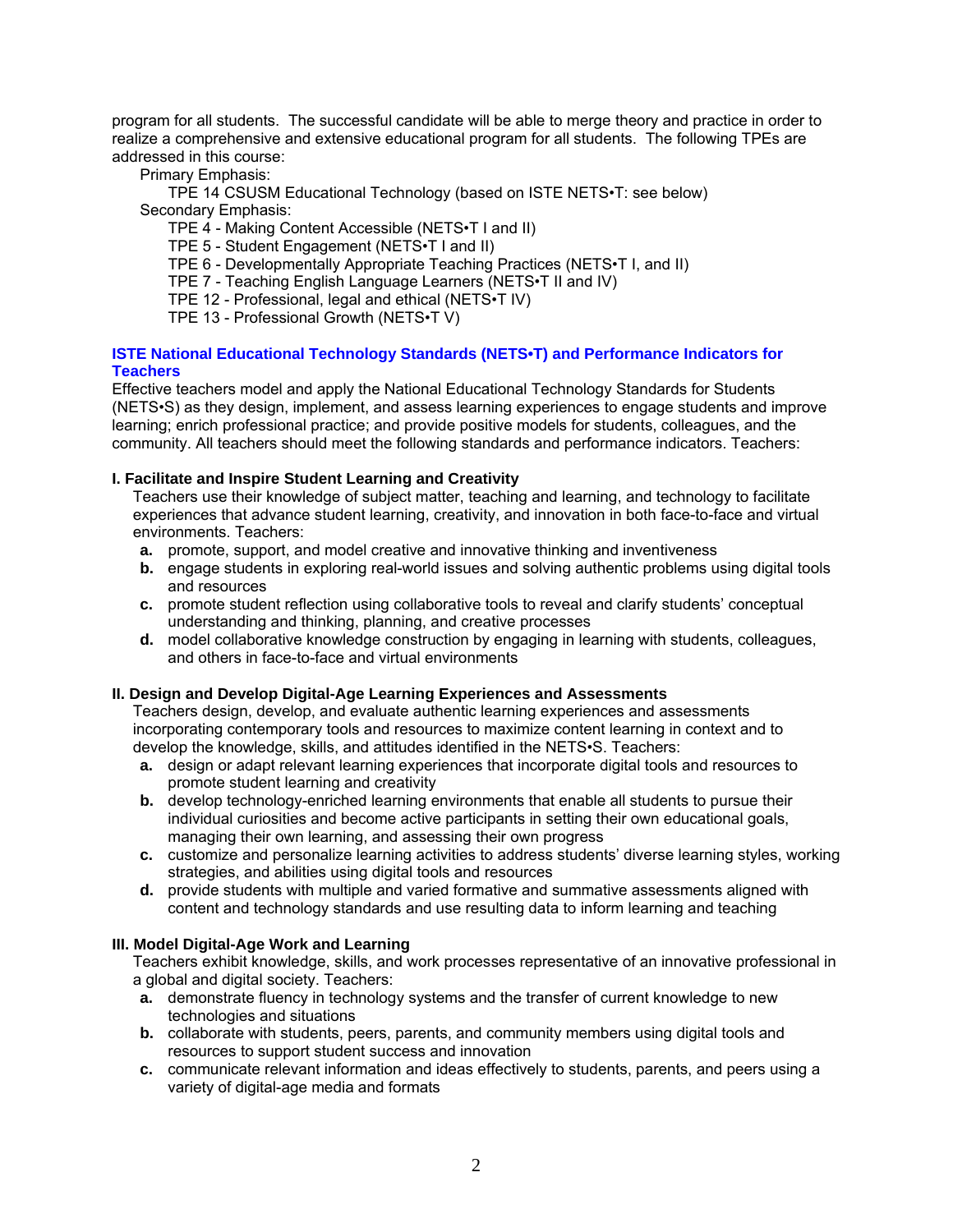program for all students. The successful candidate will be able to merge theory and practice in order to realize a comprehensive and extensive educational program for all students. The following TPEs are addressed in this course:

Primary Emphasis:

- TPE 14 CSUSM Educational Technology (based on ISTE NETS•T: see below)

Secondary Emphasis:

- TPE 4 - Making Content Accessible (NETS•T I and II)
- TPE 5 - Student Engagement (NETS•T I and II)
- TPE 6 - Developmentally Appropriate Teaching Practices (NETS•T I, and II)
- TPE 7 - Teaching English Language Learners (NETS•T II and IV)
- TPE 12 - Professional, legal and ethical (NETS•T IV)
- TPE 13 - Professional Growth (NETS•T V)

## ISTE National Educational Technology Standards (NETS•T) and Performance Indicators for Teachers

Effective teachers model and apply the National Educational Technology Standards for Students (NETS•S) as they design, implement, and assess learning experiences to engage students and improve learning; enrich professional practice; and provide positive models for students, colleagues, and the community. All teachers should meet the following standards and performance indicators. Teachers:

### I. Facilitate and Inspire Student Learning and Creativity

Teachers use their knowledge of subject matter, teaching and learning, and technology to facilitate experiences that advance student learning, creativity, and innovation in both face-to-face and virtual environments. Teachers:

- **a.** promote, support, and model creative and innovative thinking and inventiveness
- **b.** engage students in exploring real-world issues and solving authentic problems using digital tools and resources
- **c.** promote student reflection using collaborative tools to reveal and clarify students' conceptual understanding and thinking, planning, and creative processes
- **d.** model collaborative knowledge construction by engaging in learning with students, colleagues, and others in face-to-face and virtual environments

### II. Design and Develop Digital-Age Learning Experiences and Assessments

Teachers design, develop, and evaluate authentic learning experiences and assessments incorporating contemporary tools and resources to maximize content learning in context and to develop the knowledge, skills, and attitudes identified in the NETS•S. Teachers:

- **a.** design or adapt relevant learning experiences that incorporate digital tools and resources to promote student learning and creativity
- **b.** develop technology-enriched learning environments that enable all students to pursue their individual curiosities and become active participants in setting their own educational goals, managing their own learning, and assessing their own progress
- **c.** customize and personalize learning activities to address students' diverse learning styles, working strategies, and abilities using digital tools and resources
- **d.** provide students with multiple and varied formative and summative assessments aligned with content and technology standards and use resulting data to inform learning and teaching

### III. Model Digital-Age Work and Learning

Teachers exhibit knowledge, skills, and work processes representative of an innovative professional in a global and digital society. Teachers:

- **a.** demonstrate fluency in technology systems and the transfer of current knowledge to new technologies and situations
- **b.** collaborate with students, peers, parents, and community members using digital tools and resources to support student success and innovation
- **c.** communicate relevant information and ideas effectively to students, parents, and peers using a variety of digital-age media and formats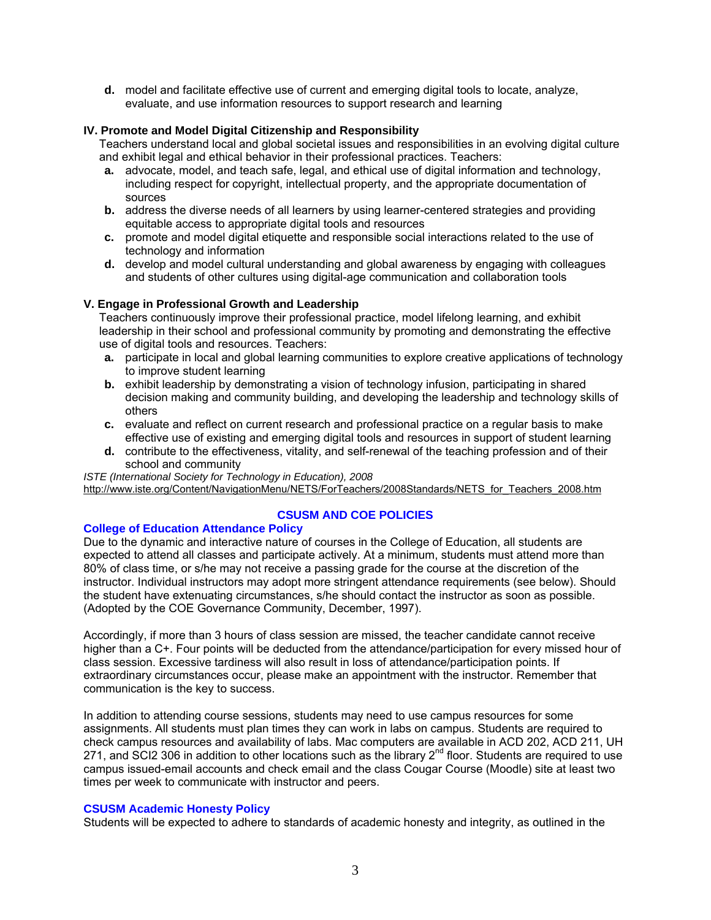d. model and facilitate effective use of current and emerging digital tools to locate, analyze, evaluate, and use information resources to support research and learning

**IV. Promote and Model Digital Citizenship and Responsibility**

Teachers understand local and global societal issues and responsibilities in an evolving digital culture and exhibit legal and ethical behavior in their professional practices. Teachers:

a. advocate, model, and teach safe, legal, and ethical use of digital information and technology, including respect for copyright, intellectual property, and the appropriate documentation of sources
b. address the diverse needs of all learners by using learner-centered strategies and providing equitable access to appropriate digital tools and resources
c. promote and model digital etiquette and responsible social interactions related to the use of technology and information
d. develop and model cultural understanding and global awareness by engaging with colleagues and students of other cultures using digital-age communication and collaboration tools

**V. Engage in Professional Growth and Leadership**

Teachers continuously improve their professional practice, model lifelong learning, and exhibit leadership in their school and professional community by promoting and demonstrating the effective use of digital tools and resources. Teachers:

a. participate in local and global learning communities to explore creative applications of technology to improve student learning
b. exhibit leadership by demonstrating a vision of technology infusion, participating in shared decision making and community building, and developing the leadership and technology skills of others
c. evaluate and reflect on current research and professional practice on a regular basis to make effective use of existing and emerging digital tools and resources in support of student learning
d. contribute to the effectiveness, vitality, and self-renewal of the teaching profession and of their school and community

*ISTE (International Society for Technology in Education), 2008*
http://www.iste.org/Content/NavigationMenu/NETS/ForTeachers/2008Standards/NETS_for_Teachers_2008.htm

## CSUSM AND COE POLICIES

### College of Education Attendance Policy

Due to the dynamic and interactive nature of courses in the College of Education, all students are expected to attend all classes and participate actively. At a minimum, students must attend more than 80% of class time, or s/he may not receive a passing grade for the course at the discretion of the instructor. Individual instructors may adopt more stringent attendance requirements (see below). Should the student have extenuating circumstances, s/he should contact the instructor as soon as possible. (Adopted by the COE Governance Community, December, 1997).

Accordingly, if more than 3 hours of class session are missed, the teacher candidate cannot receive higher than a C+. Four points will be deducted from the attendance/participation for every missed hour of class session. Excessive tardiness will also result in loss of attendance/participation points. If extraordinary circumstances occur, please make an appointment with the instructor. Remember that communication is the key to success.

In addition to attending course sessions, students may need to use campus resources for some assignments. All students must plan times they can work in labs on campus. Students are required to check campus resources and availability of labs. Mac computers are available in ACD 202, ACD 211, UH 271, and SCI2 306 in addition to other locations such as the library 2nd floor. Students are required to use campus issued-email accounts and check email and the class Cougar Course (Moodle) site at least two times per week to communicate with instructor and peers.

### CSUSM Academic Honesty Policy

Students will be expected to adhere to standards of academic honesty and integrity, as outlined in the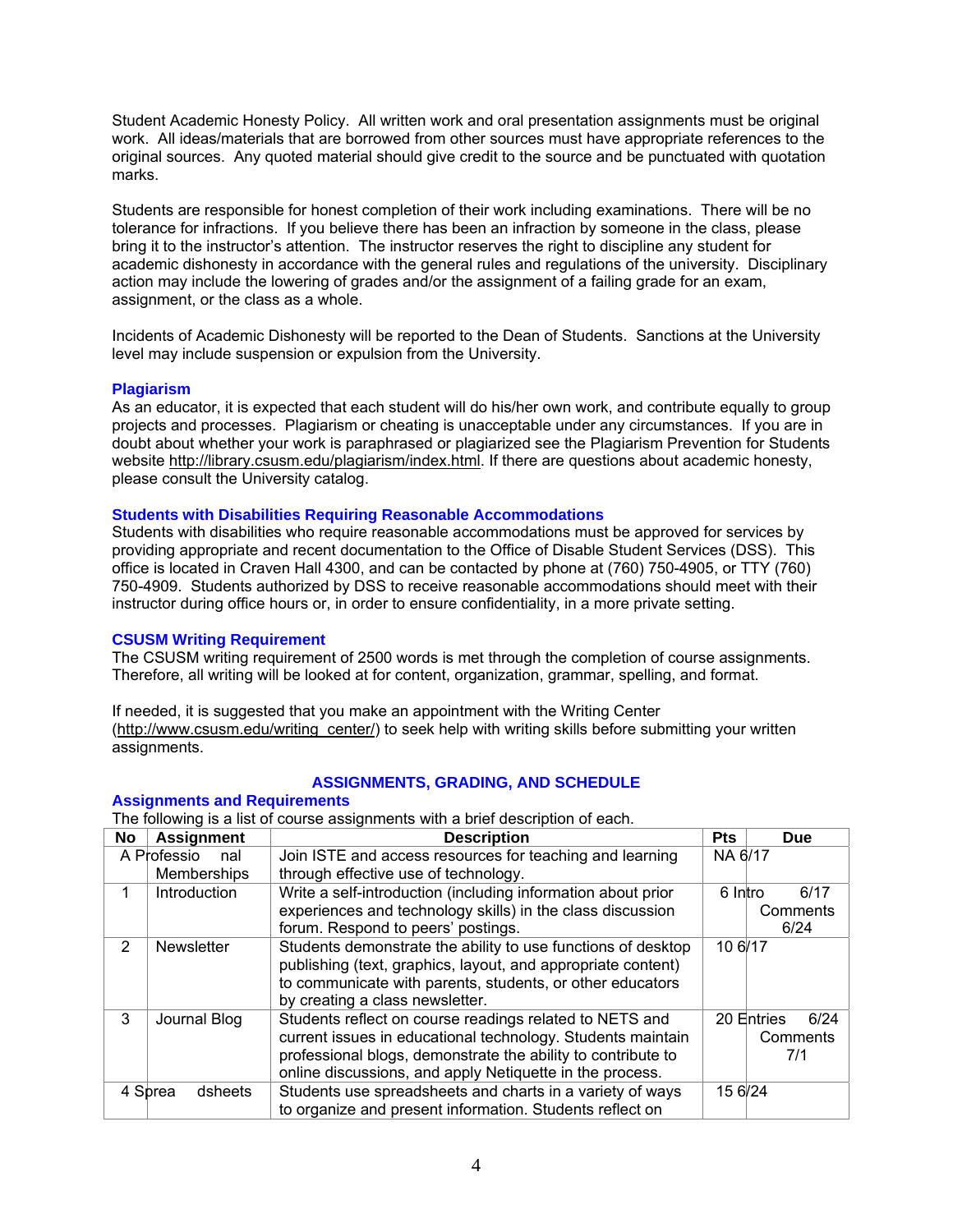Student Academic Honesty Policy. All written work and oral presentation assignments must be original work. All ideas/materials that are borrowed from other sources must have appropriate references to the original sources. Any quoted material should give credit to the source and be punctuated with quotation marks.

Students are responsible for honest completion of their work including examinations. There will be no tolerance for infractions. If you believe there has been an infraction by someone in the class, please bring it to the instructor's attention. The instructor reserves the right to discipline any student for academic dishonesty in accordance with the general rules and regulations of the university. Disciplinary action may include the lowering of grades and/or the assignment of a failing grade for an exam, assignment, or the class as a whole.

Incidents of Academic Dishonesty will be reported to the Dean of Students. Sanctions at the University level may include suspension or expulsion from the University.

### Plagiarism

As an educator, it is expected that each student will do his/her own work, and contribute equally to group projects and processes. Plagiarism or cheating is unacceptable under any circumstances. If you are in doubt about whether your work is paraphrased or plagiarized see the Plagiarism Prevention for Students website http://library.csusm.edu/plagiarism/index.html. If there are questions about academic honesty, please consult the University catalog.

### Students with Disabilities Requiring Reasonable Accommodations

Students with disabilities who require reasonable accommodations must be approved for services by providing appropriate and recent documentation to the Office of Disable Student Services (DSS). This office is located in Craven Hall 4300, and can be contacted by phone at (760) 750-4905, or TTY (760) 750-4909. Students authorized by DSS to receive reasonable accommodations should meet with their instructor during office hours or, in order to ensure confidentiality, in a more private setting.

### CSUSM Writing Requirement

The CSUSM writing requirement of 2500 words is met through the completion of course assignments. Therefore, all writing will be looked at for content, organization, grammar, spelling, and format.

If needed, it is suggested that you make an appointment with the Writing Center (http://www.csusm.edu/writing_center/) to seek help with writing skills before submitting your written assignments.

## ASSIGNMENTS, GRADING, AND SCHEDULE

### Assignments and Requirements

The following is a list of course assignments with a brief description of each.

| No | Assignment | Description | Pts | Due |
|---|---|---|---|---|
| A | Professional Memberships | Join ISTE and access resources for teaching and learning through effective use of technology. | NA | 6/17 |
| 1 | Introduction | Write a self-introduction (including information about prior experiences and technology skills) in the class discussion forum. Respond to peers' postings. | 6 | Intro 6/17 Comments 6/24 |
| 2 | Newsletter | Students demonstrate the ability to use functions of desktop publishing (text, graphics, layout, and appropriate content) to communicate with parents, students, or other educators by creating a class newsletter. | 10 | 6/17 |
| 3 | Journal Blog | Students reflect on course readings related to NETS and current issues in educational technology. Students maintain professional blogs, demonstrate the ability to contribute to online discussions, and apply Netiquette in the process. | 20 | Entries 6/24 Comments 7/1 |
| 4 | Spreadsheets | Students use spreadsheets and charts in a variety of ways to organize and present information. Students reflect on | 15 | 6/24 |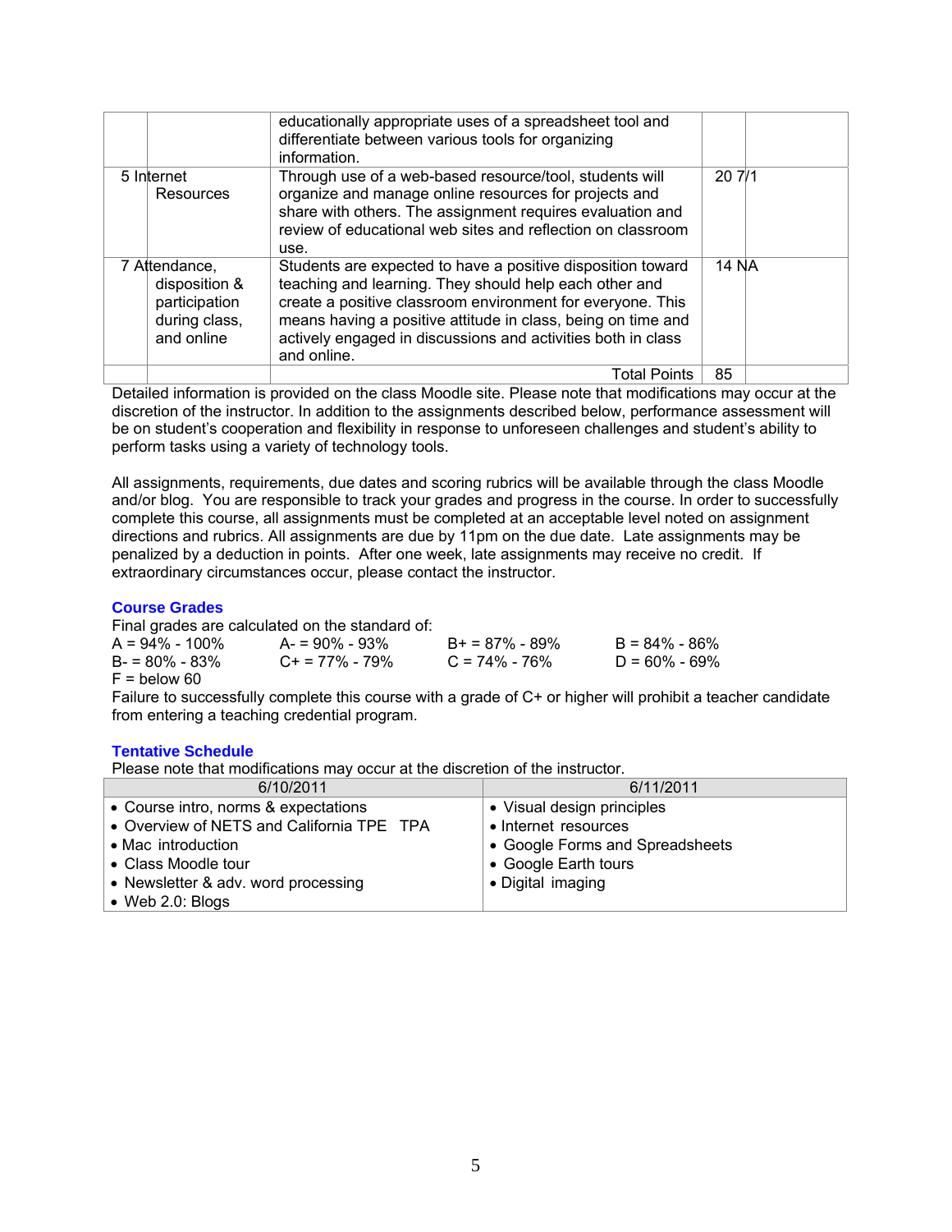| | | | | |
|---|---|---|---|---|
| | | educationally appropriate uses of a spreadsheet tool and differentiate between various tools for organizing information. | | |
| 5 | Internet Resources | Through use of a web-based resource/tool, students will organize and manage online resources for projects and share with others. The assignment requires evaluation and review of educational web sites and reflection on classroom use. | 20 | 7/1 |
| 7 | Attendance, disposition & participation during class, and online | Students are expected to have a positive disposition toward teaching and learning. They should help each other and create a positive classroom environment for everyone. This means having a positive attitude in class, being on time and actively engaged in discussions and activities both in class and online. | 14 | NA |
| | | Total Points | 85 | |

Detailed information is provided on the class Moodle site. Please note that modifications may occur at the discretion of the instructor. In addition to the assignments described below, performance assessment will be on student's cooperation and flexibility in response to unforeseen challenges and student's ability to perform tasks using a variety of technology tools.

All assignments, requirements, due dates and scoring rubrics will be available through the class Moodle and/or blog. You are responsible to track your grades and progress in the course. In order to successfully complete this course, all assignments must be completed at an acceptable level noted on assignment directions and rubrics. All assignments are due by 11pm on the due date. Late assignments may be penalized by a deduction in points. After one week, late assignments may receive no credit. If extraordinary circumstances occur, please contact the instructor.

### Course Grades

Final grades are calculated on the standard of:

| | | | |
|---|---|---|---|
| A = 94% - 100% | A- = 90% - 93% | B+ = 87% - 89% | B = 84% - 86% |
| B- = 80% - 83% | C+ = 77% - 79% | C = 74% - 76% | D = 60% - 69% |
| F = below 60 | | | |

Failure to successfully complete this course with a grade of C+ or higher will prohibit a teacher candidate from entering a teaching credential program.

### Tentative Schedule

Please note that modifications may occur at the discretion of the instructor.

| 6/10/2011 | 6/11/2011 |
|---|---|
| • Course intro, norms & expectations<br>• Overview of NETS and California TPE TPA<br>• Mac introduction<br>• Class Moodle tour<br>• Newsletter & adv. word processing<br>• Web 2.0: Blogs | • Visual design principles<br>• Internet resources<br>• Google Forms and Spreadsheets<br>• Google Earth tours<br>• Digital imaging |